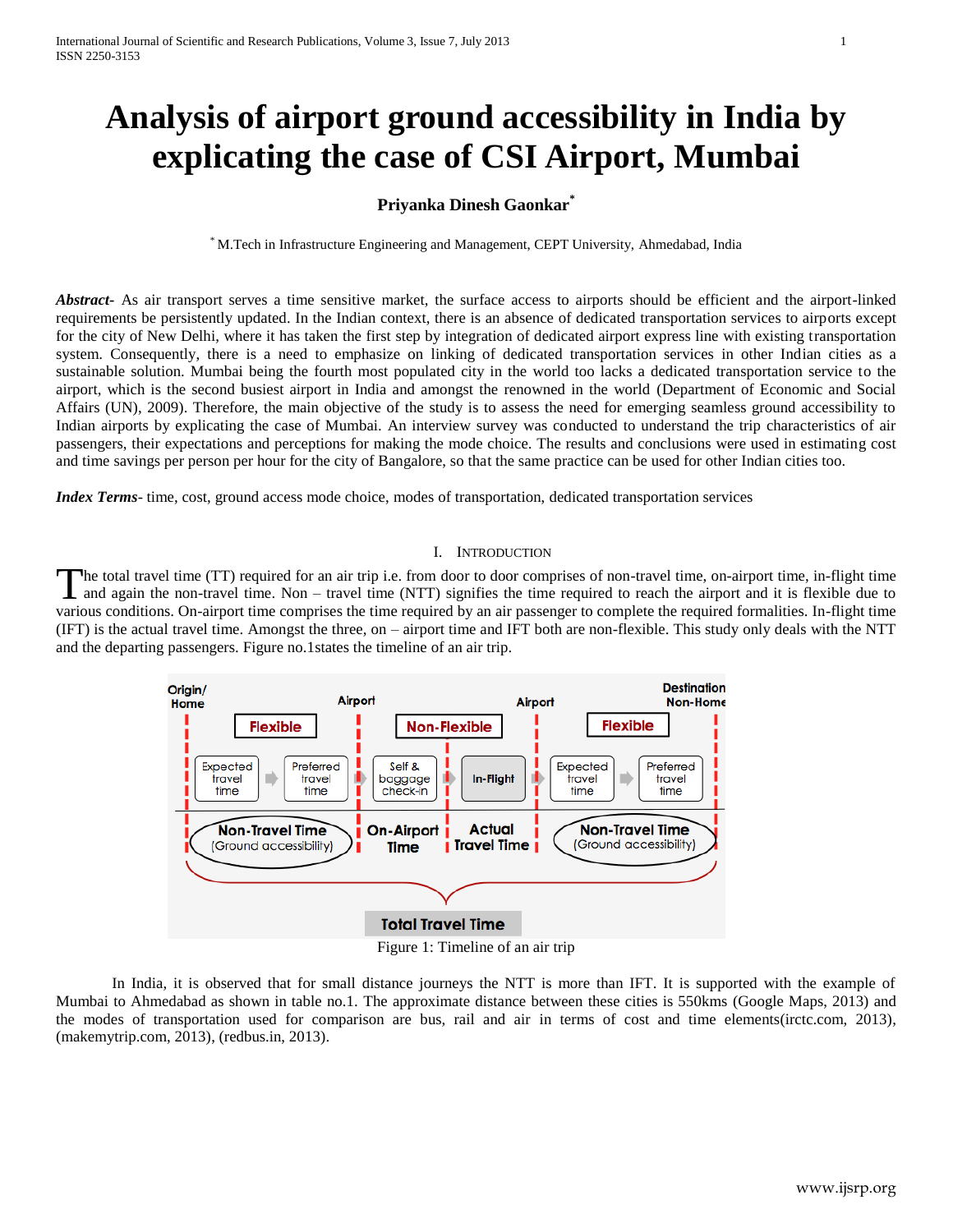# Analysis of airport ground accessibility in India by explicating the case of CSI Airport, Mumbai

**Priyanka Dinesh Gaonkar***

* M.Tech in Infrastructure Engineering and Management, CEPT University, Ahmedabad, India

***Abstract*-** As air transport serves a time sensitive market, the surface access to airports should be efficient and the airport-linked requirements be persistently updated. In the Indian context, there is an absence of dedicated transportation services to airports except for the city of New Delhi, where it has taken the first step by integration of dedicated airport express line with existing transportation system. Consequently, there is a need to emphasize on linking of dedicated transportation services in other Indian cities as a sustainable solution. Mumbai being the fourth most populated city in the world too lacks a dedicated transportation service to the airport, which is the second busiest airport in India and amongst the renowned in the world (Department of Economic and Social Affairs (UN), 2009). Therefore, the main objective of the study is to assess the need for emerging seamless ground accessibility to Indian airports by explicating the case of Mumbai. An interview survey was conducted to understand the trip characteristics of air passengers, their expectations and perceptions for making the mode choice. The results and conclusions were used in estimating cost and time savings per person per hour for the city of Bangalore, so that the same practice can be used for other Indian cities too.

***Index Terms*-** time, cost, ground access mode choice, modes of transportation, dedicated transportation services

## I. Introduction

The total travel time (TT) required for an air trip i.e. from door to door comprises of non-travel time, on-airport time, in-flight time and again the non-travel time. Non – travel time (NTT) signifies the time required to reach the airport and it is flexible due to various conditions. On-airport time comprises the time required by an air passenger to complete the required formalities. In-flight time (IFT) is the actual travel time. Amongst the three, on – airport time and IFT both are non-flexible. This study only deals with the NTT and the departing passengers. Figure no.1states the timeline of an air trip.

Origin/Home | Airport | Airport | Destination Non-Home

Flexible | Non-Flexible | Flexible

Expected travel time → Preferred travel time → Self & baggage check-in → In-Flight → Expected travel time → Preferred travel time

Non-Travel Time (Ground accessibility) | On-Airport Time | Actual Travel Time | Non-Travel Time (Ground accessibility)

Total Travel Time

Figure 1: Timeline of an air trip

In India, it is observed that for small distance journeys the NTT is more than IFT. It is supported with the example of Mumbai to Ahmedabad as shown in table no.1. The approximate distance between these cities is 550kms (Google Maps, 2013) and the modes of transportation used for comparison are bus, rail and air in terms of cost and time elements(irctc.com, 2013), (makemytrip.com, 2013), (redbus.in, 2013).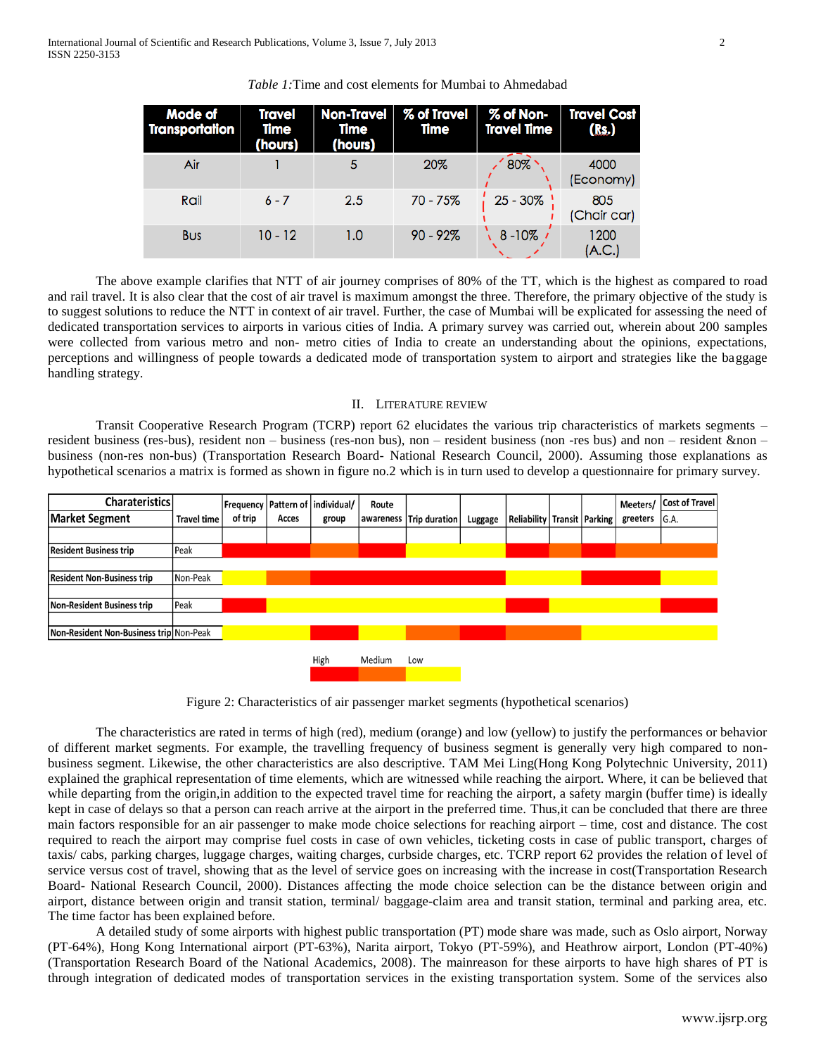*Table 1:*Time and cost elements for Mumbai to Ahmedabad

| Mode of Transportation | Travel Time (hours) | Non-Travel Time (hours) | % of Travel Time | % of Non-Travel Time | Travel Cost (Rs.) |
|---|---|---|---|---|---|
| Air | 1 | 5 | 20% | 80% | 4000 (Economy) |
| Rail | 6 - 7 | 2.5 | 70 - 75% | 25 - 30% | 805 (Chair car) |
| Bus | 10 - 12 | 1.0 | 90 - 92% | 8 -10% | 1200 (A.C.) |

The above example clarifies that NTT of air journey comprises of 80% of the TT, which is the highest as compared to road and rail travel. It is also clear that the cost of air travel is maximum amongst the three. Therefore, the primary objective of the study is to suggest solutions to reduce the NTT in context of air travel. Further, the case of Mumbai will be explicated for assessing the need of dedicated transportation services to airports in various cities of India. A primary survey was carried out, wherein about 200 samples were collected from various metro and non- metro cities of India to create an understanding about the opinions, expectations, perceptions and willingness of people towards a dedicated mode of transportation system to airport and strategies like the baggage handling strategy.

## II. Literature Review

Transit Cooperative Research Program (TCRP) report 62 elucidates the various trip characteristics of markets segments – resident business (res-bus), resident non – business (res-non bus), non – resident business (non -res bus) and non – resident &non – business (non-res non-bus) (Transportation Research Board- National Research Council, 2000). Assuming those explanations as hypothetical scenarios a matrix is formed as shown in figure no.2 which is in turn used to develop a questionnaire for primary survey.

| Charateristics / Market Segment | Travel time | Frequency of trip | Pattern of Acces | individual/ group | Route awareness | Trip duration | Luggage | Reliability | Transit | Parking | Meeters/ greeters | Cost of Travel G.A. |
|---|---|---|---|---|---|---|---|---|---|---|---|---|
| Resident Business trip | Peak | High | High | Medium | High | Low | Low | High | Medium | High | Medium | Medium |
| Resident Non-Business trip | Non-Peak | Low | Medium | High | High | High | High | Low | Low | High | High | Low |
| Non-Resident Business trip | Peak | High | Low | Low | Low | Low | Low | High | Low | Low | Low | High |
| Non-Resident Non-Business trip | Non-Peak | Low | Low | High | Low | High | Medium | Medium | Medium | Low | Low | Low |

High (red) | Medium (orange) | Low (yellow)

Figure 2: Characteristics of air passenger market segments (hypothetical scenarios)

The characteristics are rated in terms of high (red), medium (orange) and low (yellow) to justify the performances or behavior of different market segments. For example, the travelling frequency of business segment is generally very high compared to non-business segment. Likewise, the other characteristics are also descriptive. TAM Mei Ling(Hong Kong Polytechnic University, 2011) explained the graphical representation of time elements, which are witnessed while reaching the airport. Where, it can be believed that while departing from the origin,in addition to the expected travel time for reaching the airport, a safety margin (buffer time) is ideally kept in case of delays so that a person can reach arrive at the airport in the preferred time. Thus,it can be concluded that there are three main factors responsible for an air passenger to make mode choice selections for reaching airport – time, cost and distance. The cost required to reach the airport may comprise fuel costs in case of own vehicles, ticketing costs in case of public transport, charges of taxis/ cabs, parking charges, luggage charges, waiting charges, curbside charges, etc. TCRP report 62 provides the relation of level of service versus cost of travel, showing that as the level of service goes on increasing with the increase in cost(Transportation Research Board- National Research Council, 2000). Distances affecting the mode choice selection can be the distance between origin and airport, distance between origin and transit station, terminal/ baggage-claim area and transit station, terminal and parking area, etc. The time factor has been explained before.

A detailed study of some airports with highest public transportation (PT) mode share was made, such as Oslo airport, Norway (PT-64%), Hong Kong International airport (PT-63%), Narita airport, Tokyo (PT-59%), and Heathrow airport, London (PT-40%) (Transportation Research Board of the National Academics, 2008). The mainreason for these airports to have high shares of PT is through integration of dedicated modes of transportation services in the existing transportation system. Some of the services also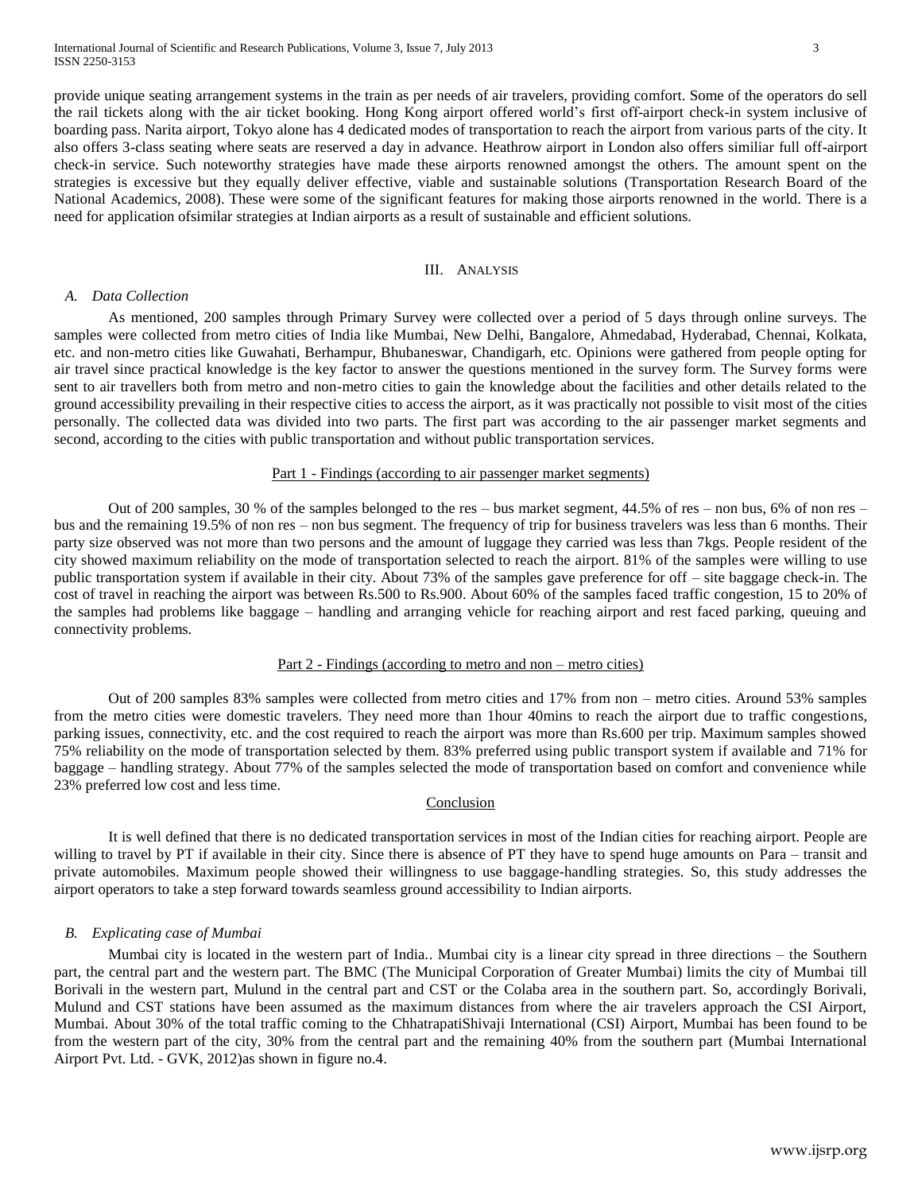provide unique seating arrangement systems in the train as per needs of air travelers, providing comfort. Some of the operators do sell the rail tickets along with the air ticket booking. Hong Kong airport offered world's first off-airport check-in system inclusive of boarding pass. Narita airport, Tokyo alone has 4 dedicated modes of transportation to reach the airport from various parts of the city. It also offers 3-class seating where seats are reserved a day in advance. Heathrow airport in London also offers similiar full off-airport check-in service. Such noteworthy strategies have made these airports renowned amongst the others. The amount spent on the strategies is excessive but they equally deliver effective, viable and sustainable solutions (Transportation Research Board of the National Academics, 2008). These were some of the significant features for making those airports renowned in the world. There is a need for application ofsimilar strategies at Indian airports as a result of sustainable and efficient solutions.

## III. Analysis

### *A. Data Collection*

As mentioned, 200 samples through Primary Survey were collected over a period of 5 days through online surveys. The samples were collected from metro cities of India like Mumbai, New Delhi, Bangalore, Ahmedabad, Hyderabad, Chennai, Kolkata, etc. and non-metro cities like Guwahati, Berhampur, Bhubaneswar, Chandigarh, etc. Opinions were gathered from people opting for air travel since practical knowledge is the key factor to answer the questions mentioned in the survey form. The Survey forms were sent to air travellers both from metro and non-metro cities to gain the knowledge about the facilities and other details related to the ground accessibility prevailing in their respective cities to access the airport, as it was practically not possible to visit most of the cities personally. The collected data was divided into two parts. The first part was according to the air passenger market segments and second, according to the cities with public transportation and without public transportation services.

Part 1 - Findings (according to air passenger market segments)

Out of 200 samples, 30 % of the samples belonged to the res – bus market segment, 44.5% of res – non bus, 6% of non res – bus and the remaining 19.5% of non res – non bus segment. The frequency of trip for business travelers was less than 6 months. Their party size observed was not more than two persons and the amount of luggage they carried was less than 7kgs. People resident of the city showed maximum reliability on the mode of transportation selected to reach the airport. 81% of the samples were willing to use public transportation system if available in their city. About 73% of the samples gave preference for off – site baggage check-in. The cost of travel in reaching the airport was between Rs.500 to Rs.900. About 60% of the samples faced traffic congestion, 15 to 20% of the samples had problems like baggage – handling and arranging vehicle for reaching airport and rest faced parking, queuing and connectivity problems.

Part 2 - Findings (according to metro and non – metro cities)

Out of 200 samples 83% samples were collected from metro cities and 17% from non – metro cities. Around 53% samples from the metro cities were domestic travelers. They need more than 1hour 40mins to reach the airport due to traffic congestions, parking issues, connectivity, etc. and the cost required to reach the airport was more than Rs.600 per trip. Maximum samples showed 75% reliability on the mode of transportation selected by them. 83% preferred using public transport system if available and 71% for baggage – handling strategy. About 77% of the samples selected the mode of transportation based on comfort and convenience while 23% preferred low cost and less time.

Conclusion

It is well defined that there is no dedicated transportation services in most of the Indian cities for reaching airport. People are willing to travel by PT if available in their city. Since there is absence of PT they have to spend huge amounts on Para – transit and private automobiles. Maximum people showed their willingness to use baggage-handling strategies. So, this study addresses the airport operators to take a step forward towards seamless ground accessibility to Indian airports.

### *B. Explicating case of Mumbai*

Mumbai city is located in the western part of India.. Mumbai city is a linear city spread in three directions – the Southern part, the central part and the western part. The BMC (The Municipal Corporation of Greater Mumbai) limits the city of Mumbai till Borivali in the western part, Mulund in the central part and CST or the Colaba area in the southern part. So, accordingly Borivali, Mulund and CST stations have been assumed as the maximum distances from where the air travelers approach the CSI Airport, Mumbai. About 30% of the total traffic coming to the ChhatrapatiShivaji International (CSI) Airport, Mumbai has been found to be from the western part of the city, 30% from the central part and the remaining 40% from the southern part (Mumbai International Airport Pvt. Ltd. - GVK, 2012)as shown in figure no.4.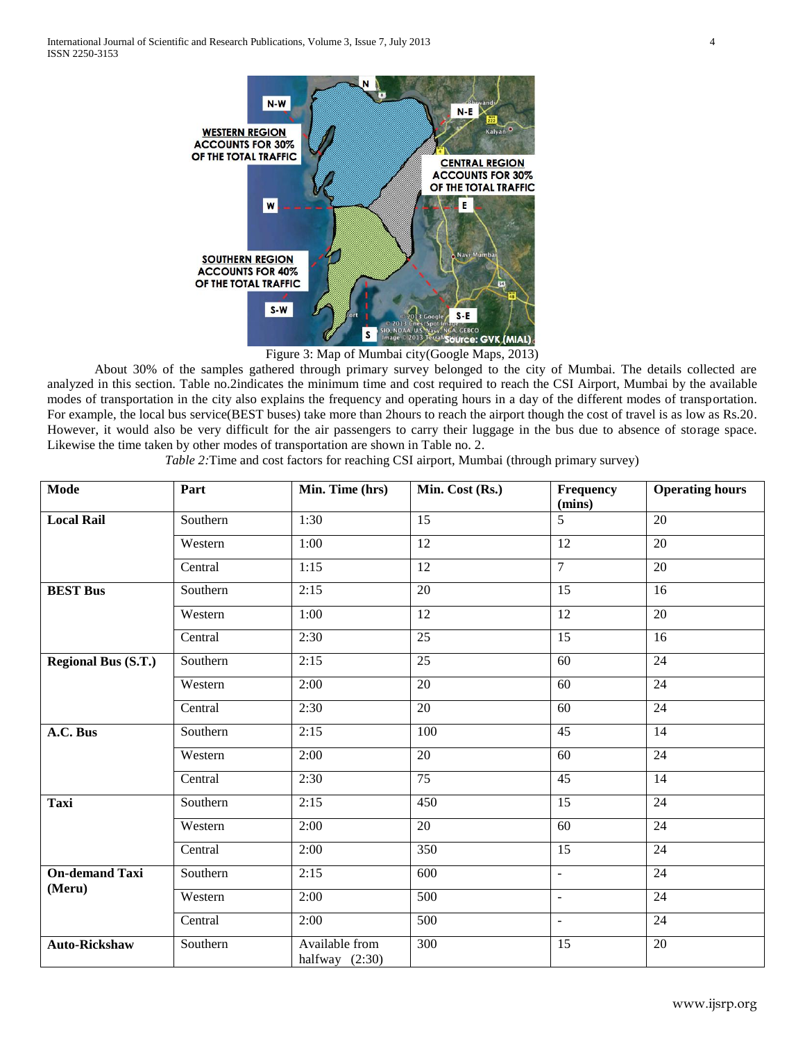Figure 3: Map of Mumbai city(Google Maps, 2013)

About 30% of the samples gathered through primary survey belonged to the city of Mumbai. The details collected are analyzed in this section. Table no.2indicates the minimum time and cost required to reach the CSI Airport, Mumbai by the available modes of transportation in the city also explains the frequency and operating hours in a day of the different modes of transportation. For example, the local bus service(BEST buses) take more than 2hours to reach the airport though the cost of travel is as low as Rs.20. However, it would also be very difficult for the air passengers to carry their luggage in the bus due to absence of storage space. Likewise the time taken by other modes of transportation are shown in Table no. 2.

*Table 2:*Time and cost factors for reaching CSI airport, Mumbai (through primary survey)

| Mode | Part | Min. Time (hrs) | Min. Cost (Rs.) | Frequency (mins) | Operating hours |
|---|---|---|---|---|---|
| **Local Rail** | Southern | 1:30 | 15 | 5 | 20 |
| | Western | 1:00 | 12 | 12 | 20 |
| | Central | 1:15 | 12 | 7 | 20 |
| **BEST Bus** | Southern | 2:15 | 20 | 15 | 16 |
| | Western | 1:00 | 12 | 12 | 20 |
| | Central | 2:30 | 25 | 15 | 16 |
| **Regional Bus (S.T.)** | Southern | 2:15 | 25 | 60 | 24 |
| | Western | 2:00 | 20 | 60 | 24 |
| | Central | 2:30 | 20 | 60 | 24 |
| **A.C. Bus** | Southern | 2:15 | 100 | 45 | 14 |
| | Western | 2:00 | 20 | 60 | 24 |
| | Central | 2:30 | 75 | 45 | 14 |
| **Taxi** | Southern | 2:15 | 450 | 15 | 24 |
| | Western | 2:00 | 20 | 60 | 24 |
| | Central | 2:00 | 350 | 15 | 24 |
| **On-demand Taxi (Meru)** | Southern | 2:15 | 600 | - | 24 |
| | Western | 2:00 | 500 | - | 24 |
| | Central | 2:00 | 500 | - | 24 |
| **Auto-Rickshaw** | Southern | Available from halfway (2:30) | 300 | 15 | 20 |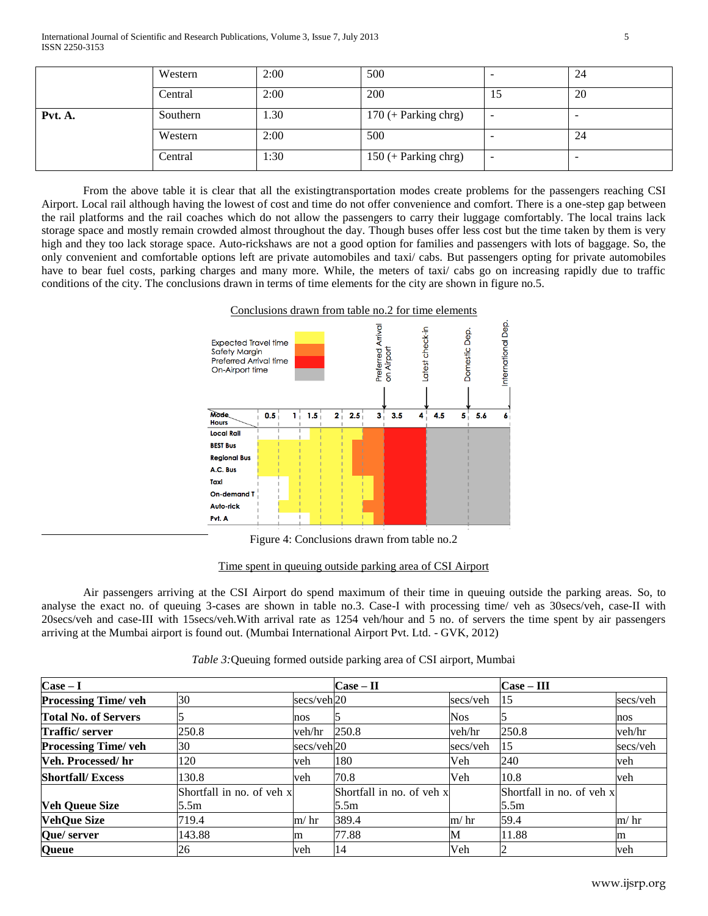|  | Western | 2:00 | 500 | - | 24 |
|---|---|---|---|---|---|
|  | Central | 2:00 | 200 | 15 | 20 |
| **Pvt. A.** | Southern | 1.30 | 170 (+ Parking chrg) | - | - |
|  | Western | 2:00 | 500 | - | 24 |
|  | Central | 1:30 | 150 (+ Parking chrg) | - | - |

From the above table it is clear that all the existingtransportation modes create problems for the passengers reaching CSI Airport. Local rail although having the lowest of cost and time do not offer convenience and comfort. There is a one-step gap between the rail platforms and the rail coaches which do not allow the passengers to carry their luggage comfortably. The local trains lack storage space and mostly remain crowded almost throughout the day. Though buses offer less cost but the time taken by them is very high and they too lack storage space. Auto-rickshaws are not a good option for families and passengers with lots of baggage. So, the only convenient and comfortable options left are private automobiles and taxi/ cabs. But passengers opting for private automobiles have to bear fuel costs, parking charges and many more. While, the meters of taxi/ cabs go on increasing rapidly due to traffic conditions of the city. The conclusions drawn in terms of time elements for the city are shown in figure no.5.

Conclusions drawn from table no.2 for time elements

Figure 4: Conclusions drawn from table no.2

Time spent in queuing outside parking area of CSI Airport

Air passengers arriving at the CSI Airport do spend maximum of their time in queuing outside the parking areas. So, to analyse the exact no. of queuing 3-cases are shown in table no.3. Case-I with processing time/ veh as 30secs/veh, case-II with 20secs/veh and case-III with 15secs/veh.With arrival rate as 1254 veh/hour and 5 no. of servers the time spent by air passengers arriving at the Mumbai airport is found out. (Mumbai International Airport Pvt. Ltd. - GVK, 2012)

*Table 3:*Queuing formed outside parking area of CSI airport, Mumbai

| **Case – I** | | | **Case – II** | | **Case – III** | |
|---|---|---|---|---|---|---|
| **Processing Time/ veh** | 30 | secs/veh | 20 | secs/veh | 15 | secs/veh |
| **Total No. of Servers** | 5 | nos | 5 | Nos | 5 | nos |
| **Traffic/ server** | 250.8 | veh/hr | 250.8 | veh/hr | 250.8 | veh/hr |
| **Processing Time/ veh** | 30 | secs/veh | 20 | secs/veh | 15 | secs/veh |
| **Veh. Processed/ hr** | 120 | veh | 180 | Veh | 240 | veh |
| **Shortfall/ Excess** | 130.8 | veh | 70.8 | Veh | 10.8 | veh |
| **Veh Queue Size** | Shortfall in no. of veh x 5.5m | | Shortfall in no. of veh x 5.5m | | Shortfall in no. of veh x 5.5m | |
| **VehQue Size** | 719.4 | m/ hr | 389.4 | m/ hr | 59.4 | m/ hr |
| **Que/ server** | 143.88 | m | 77.88 | M | 11.88 | m |
| **Queue** | 26 | veh | 14 | Veh | 2 | veh |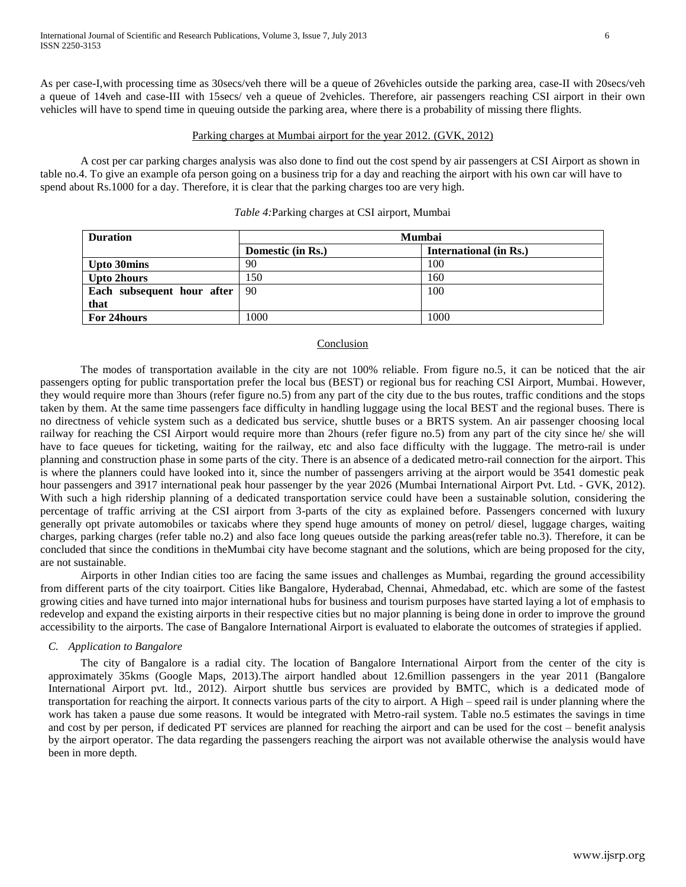As per case-I,with processing time as 30secs/veh there will be a queue of 26vehicles outside the parking area, case-II with 20secs/veh a queue of 14veh and case-III with 15secs/ veh a queue of 2vehicles. Therefore, air passengers reaching CSI airport in their own vehicles will have to spend time in queuing outside the parking area, where there is a probability of missing there flights.

Parking charges at Mumbai airport for the year 2012. (GVK, 2012)

A cost per car parking charges analysis was also done to find out the cost spend by air passengers at CSI Airport as shown in table no.4. To give an example ofa person going on a business trip for a day and reaching the airport with his own car will have to spend about Rs.1000 for a day. Therefore, it is clear that the parking charges too are very high.

*Table 4:*Parking charges at CSI airport, Mumbai

| **Duration** | **Mumbai** | |
|---|---|---|
| | **Domestic (in Rs.)** | **International (in Rs.)** |
| **Upto 30mins** | 90 | 100 |
| **Upto 2hours** | 150 | 160 |
| **Each subsequent hour after that** | 90 | 100 |
| **For 24hours** | 1000 | 1000 |

## Conclusion

The modes of transportation available in the city are not 100% reliable. From figure no.5, it can be noticed that the air passengers opting for public transportation prefer the local bus (BEST) or regional bus for reaching CSI Airport, Mumbai. However, they would require more than 3hours (refer figure no.5) from any part of the city due to the bus routes, traffic conditions and the stops taken by them. At the same time passengers face difficulty in handling luggage using the local BEST and the regional buses. There is no directness of vehicle system such as a dedicated bus service, shuttle buses or a BRTS system. An air passenger choosing local railway for reaching the CSI Airport would require more than 2hours (refer figure no.5) from any part of the city since he/ she will have to face queues for ticketing, waiting for the railway, etc and also face difficulty with the luggage. The metro-rail is under planning and construction phase in some parts of the city. There is an absence of a dedicated metro-rail connection for the airport. This is where the planners could have looked into it, since the number of passengers arriving at the airport would be 3541 domestic peak hour passengers and 3917 international peak hour passenger by the year 2026 (Mumbai International Airport Pvt. Ltd. - GVK, 2012). With such a high ridership planning of a dedicated transportation service could have been a sustainable solution, considering the percentage of traffic arriving at the CSI airport from 3-parts of the city as explained before. Passengers concerned with luxury generally opt private automobiles or taxicabs where they spend huge amounts of money on petrol/ diesel, luggage charges, waiting charges, parking charges (refer table no.2) and also face long queues outside the parking areas(refer table no.3). Therefore, it can be concluded that since the conditions in theMumbai city have become stagnant and the solutions, which are being proposed for the city, are not sustainable.

Airports in other Indian cities too are facing the same issues and challenges as Mumbai, regarding the ground accessibility from different parts of the city toairport. Cities like Bangalore, Hyderabad, Chennai, Ahmedabad, etc. which are some of the fastest growing cities and have turned into major international hubs for business and tourism purposes have started laying a lot of emphasis to redevelop and expand the existing airports in their respective cities but no major planning is being done in order to improve the ground accessibility to the airports. The case of Bangalore International Airport is evaluated to elaborate the outcomes of strategies if applied.

### *C. Application to Bangalore*

The city of Bangalore is a radial city. The location of Bangalore International Airport from the center of the city is approximately 35kms (Google Maps, 2013).The airport handled about 12.6million passengers in the year 2011 (Bangalore International Airport pvt. ltd., 2012). Airport shuttle bus services are provided by BMTC, which is a dedicated mode of transportation for reaching the airport. It connects various parts of the city to airport. A High – speed rail is under planning where the work has taken a pause due some reasons. It would be integrated with Metro-rail system. Table no.5 estimates the savings in time and cost by per person, if dedicated PT services are planned for reaching the airport and can be used for the cost – benefit analysis by the airport operator. The data regarding the passengers reaching the airport was not available otherwise the analysis would have been in more depth.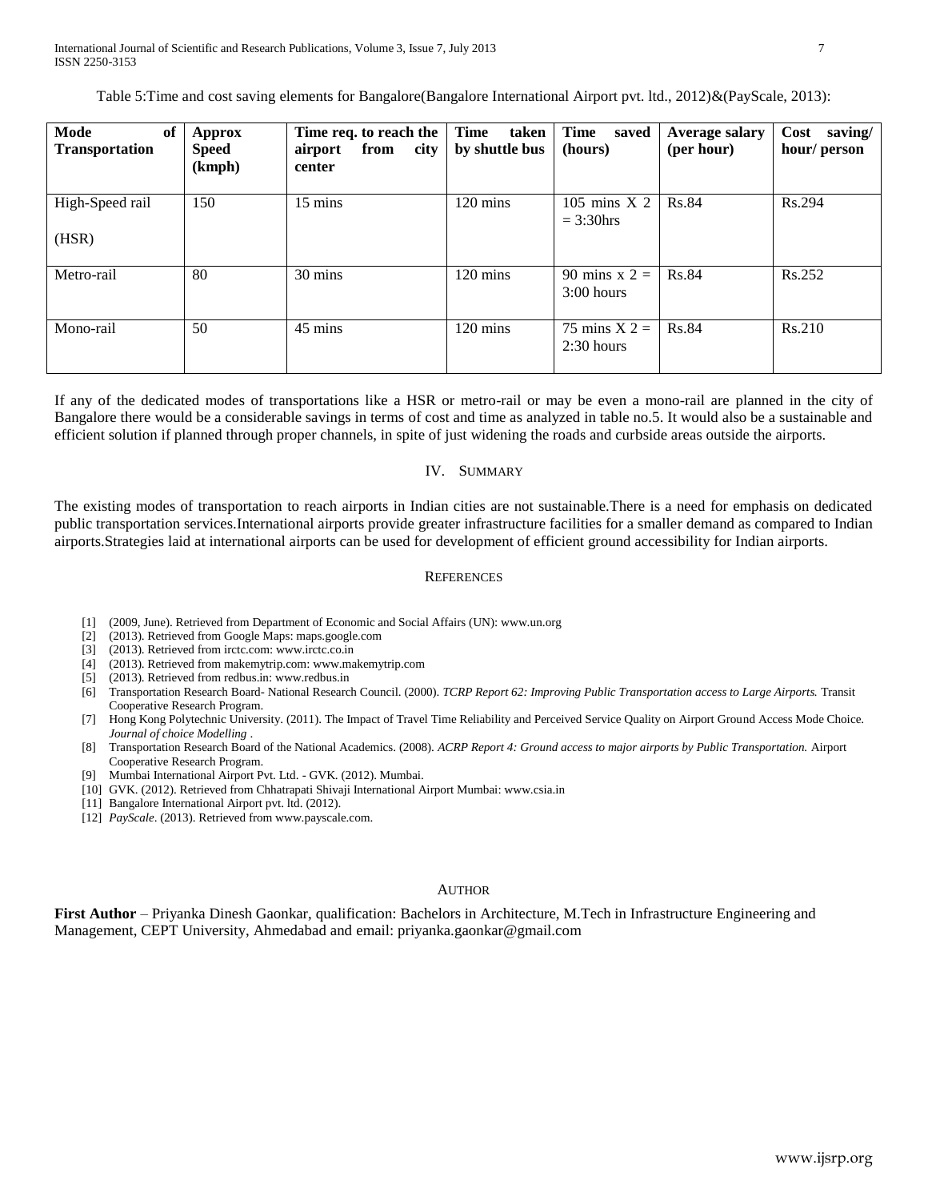Table 5:Time and cost saving elements for Bangalore(Bangalore International Airport pvt. ltd., 2012)&(PayScale, 2013):

| Mode of Transportation | Approx Speed (kmph) | Time req. to reach the airport from city center | Time taken by shuttle bus | Time saved (hours) | Average salary (per hour) | Cost saving/ hour/ person |
|---|---|---|---|---|---|---|
| High-Speed rail (HSR) | 150 | 15 mins | 120 mins | 105 mins X 2 = 3:30hrs | Rs.84 | Rs.294 |
| Metro-rail | 80 | 30 mins | 120 mins | 90 mins x 2 = 3:00 hours | Rs.84 | Rs.252 |
| Mono-rail | 50 | 45 mins | 120 mins | 75 mins X 2 = 2:30 hours | Rs.84 | Rs.210 |

If any of the dedicated modes of transportations like a HSR or metro-rail or may be even a mono-rail are planned in the city of Bangalore there would be a considerable savings in terms of cost and time as analyzed in table no.5. It would also be a sustainable and efficient solution if planned through proper channels, in spite of just widening the roads and curbside areas outside the airports.

## IV. Summary

The existing modes of transportation to reach airports in Indian cities are not sustainable.There is a need for emphasis on dedicated public transportation services.International airports provide greater infrastructure facilities for a smaller demand as compared to Indian airports.Strategies laid at international airports can be used for development of efficient ground accessibility for Indian airports.

## References

- [1] (2009, June). Retrieved from Department of Economic and Social Affairs (UN): www.un.org
- [2] (2013). Retrieved from Google Maps: maps.google.com
- [3] (2013). Retrieved from irctc.com: www.irctc.co.in
- [4] (2013). Retrieved from makemytrip.com: www.makemytrip.com
- [5] (2013). Retrieved from redbus.in: www.redbus.in
- [6] Transportation Research Board- National Research Council. (2000). *TCRP Report 62: Improving Public Transportation access to Large Airports.* Transit Cooperative Research Program.
- [7] Hong Kong Polytechnic University. (2011). The Impact of Travel Time Reliability and Perceived Service Quality on Airport Ground Access Mode Choice. *Journal of choice Modelling* .
- [8] Transportation Research Board of the National Academics. (2008). *ACRP Report 4: Ground access to major airports by Public Transportation.* Airport Cooperative Research Program.
- [9] Mumbai International Airport Pvt. Ltd. - GVK. (2012). Mumbai.
- [10] GVK. (2012). Retrieved from Chhatrapati Shivaji International Airport Mumbai: www.csia.in
- [11] Bangalore International Airport pvt. ltd. (2012).
- [12] *PayScale*. (2013). Retrieved from www.payscale.com.

## Author

**First Author** – Priyanka Dinesh Gaonkar, qualification: Bachelors in Architecture, M.Tech in Infrastructure Engineering and Management, CEPT University, Ahmedabad and email: priyanka.gaonkar@gmail.com